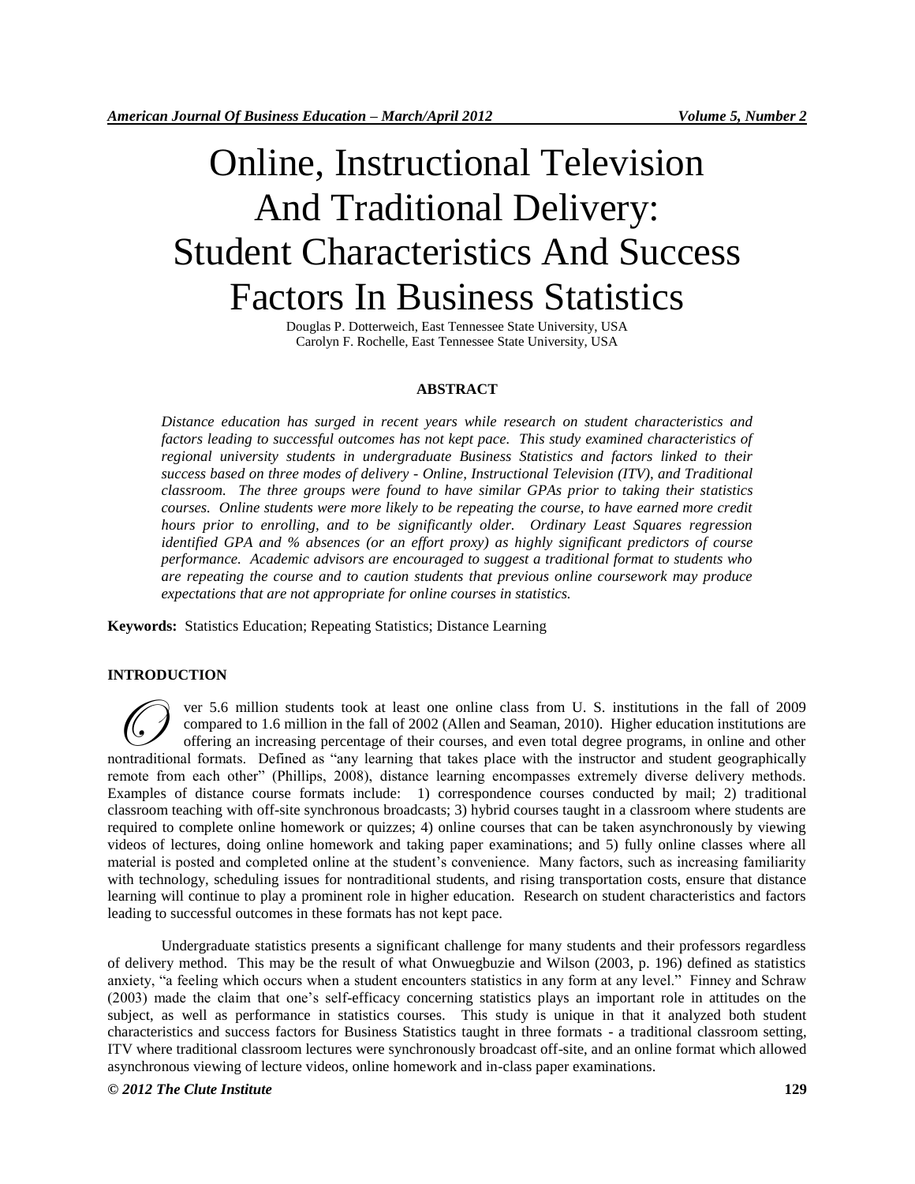# Online, Instructional Television And Traditional Delivery: Student Characteristics And Success Factors In Business Statistics

Douglas P. Dotterweich, East Tennessee State University, USA
Carolyn F. Rochelle, East Tennessee State University, USA

## ABSTRACT

*Distance education has surged in recent years while research on student characteristics and factors leading to successful outcomes has not kept pace. This study examined characteristics of regional university students in undergraduate Business Statistics and factors linked to their success based on three modes of delivery - Online, Instructional Television (ITV), and Traditional classroom. The three groups were found to have similar GPAs prior to taking their statistics courses. Online students were more likely to be repeating the course, to have earned more credit hours prior to enrolling, and to be significantly older. Ordinary Least Squares regression identified GPA and % absences (or an effort proxy) as highly significant predictors of course performance. Academic advisors are encouraged to suggest a traditional format to students who are repeating the course and to caution students that previous online coursework may produce expectations that are not appropriate for online courses in statistics.*

**Keywords:** Statistics Education; Repeating Statistics; Distance Learning

## INTRODUCTION

Over 5.6 million students took at least one online class from U. S. institutions in the fall of 2009 compared to 1.6 million in the fall of 2002 (Allen and Seaman, 2010). Higher education institutions are offering an increasing percentage of their courses, and even total degree programs, in online and other nontraditional formats. Defined as "any learning that takes place with the instructor and student geographically remote from each other" (Phillips, 2008), distance learning encompasses extremely diverse delivery methods. Examples of distance course formats include: 1) correspondence courses conducted by mail; 2) traditional classroom teaching with off-site synchronous broadcasts; 3) hybrid courses taught in a classroom where students are required to complete online homework or quizzes; 4) online courses that can be taken asynchronously by viewing videos of lectures, doing online homework and taking paper examinations; and 5) fully online classes where all material is posted and completed online at the student's convenience. Many factors, such as increasing familiarity with technology, scheduling issues for nontraditional students, and rising transportation costs, ensure that distance learning will continue to play a prominent role in higher education. Research on student characteristics and factors leading to successful outcomes in these formats has not kept pace.

Undergraduate statistics presents a significant challenge for many students and their professors regardless of delivery method. This may be the result of what Onwuegbuzie and Wilson (2003, p. 196) defined as statistics anxiety, "a feeling which occurs when a student encounters statistics in any form at any level." Finney and Schraw (2003) made the claim that one's self-efficacy concerning statistics plays an important role in attitudes on the subject, as well as performance in statistics courses. This study is unique in that it analyzed both student characteristics and success factors for Business Statistics taught in three formats - a traditional classroom setting, ITV where traditional classroom lectures were synchronously broadcast off-site, and an online format which allowed asynchronous viewing of lecture videos, online homework and in-class paper examinations.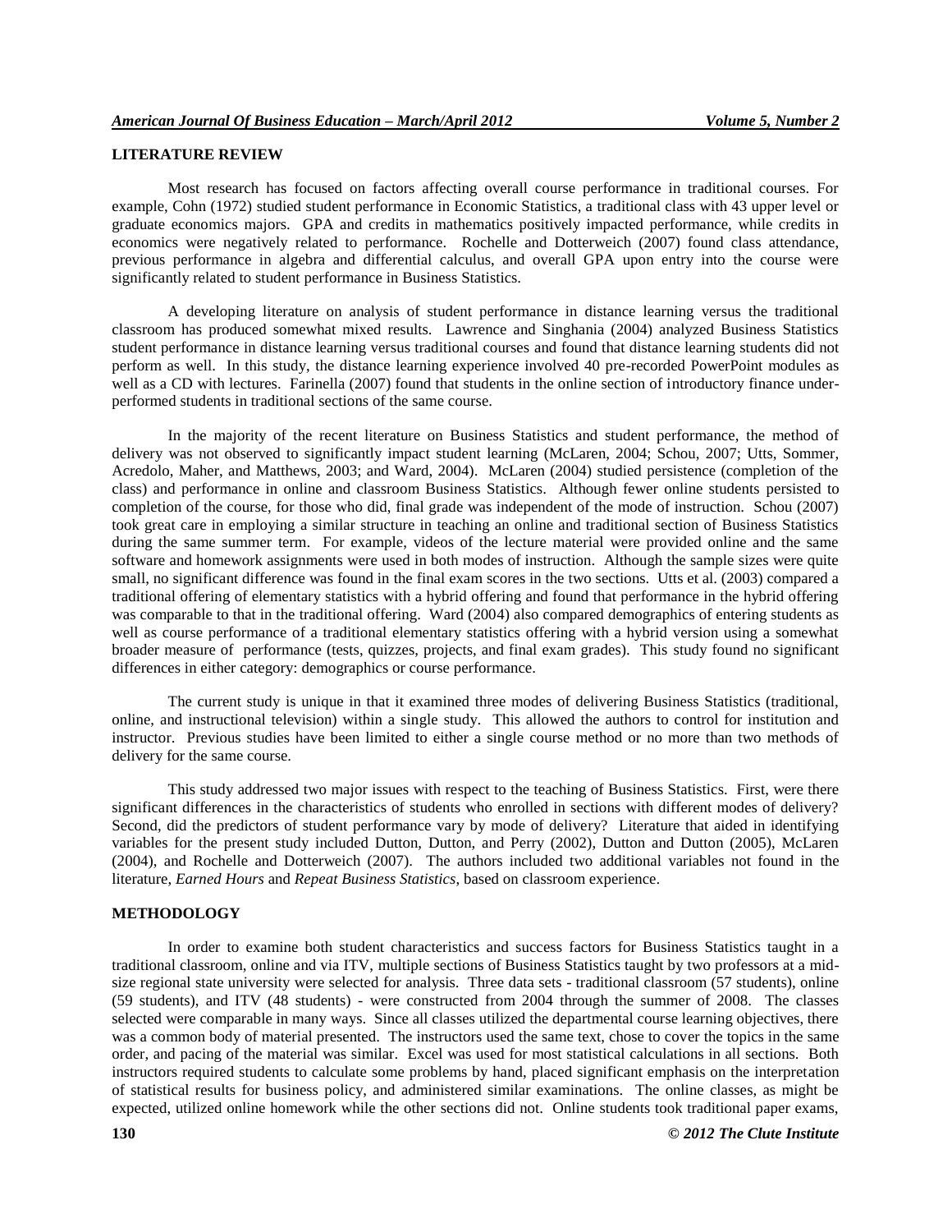## LITERATURE REVIEW

Most research has focused on factors affecting overall course performance in traditional courses. For example, Cohn (1972) studied student performance in Economic Statistics, a traditional class with 43 upper level or graduate economics majors. GPA and credits in mathematics positively impacted performance, while credits in economics were negatively related to performance. Rochelle and Dotterweich (2007) found class attendance, previous performance in algebra and differential calculus, and overall GPA upon entry into the course were significantly related to student performance in Business Statistics.

A developing literature on analysis of student performance in distance learning versus the traditional classroom has produced somewhat mixed results. Lawrence and Singhania (2004) analyzed Business Statistics student performance in distance learning versus traditional courses and found that distance learning students did not perform as well. In this study, the distance learning experience involved 40 pre-recorded PowerPoint modules as well as a CD with lectures. Farinella (2007) found that students in the online section of introductory finance under-performed students in traditional sections of the same course.

In the majority of the recent literature on Business Statistics and student performance, the method of delivery was not observed to significantly impact student learning (McLaren, 2004; Schou, 2007; Utts, Sommer, Acredolo, Maher, and Matthews, 2003; and Ward, 2004). McLaren (2004) studied persistence (completion of the class) and performance in online and classroom Business Statistics. Although fewer online students persisted to completion of the course, for those who did, final grade was independent of the mode of instruction. Schou (2007) took great care in employing a similar structure in teaching an online and traditional section of Business Statistics during the same summer term. For example, videos of the lecture material were provided online and the same software and homework assignments were used in both modes of instruction. Although the sample sizes were quite small, no significant difference was found in the final exam scores in the two sections. Utts et al. (2003) compared a traditional offering of elementary statistics with a hybrid offering and found that performance in the hybrid offering was comparable to that in the traditional offering. Ward (2004) also compared demographics of entering students as well as course performance of a traditional elementary statistics offering with a hybrid version using a somewhat broader measure of performance (tests, quizzes, projects, and final exam grades). This study found no significant differences in either category: demographics or course performance.

The current study is unique in that it examined three modes of delivering Business Statistics (traditional, online, and instructional television) within a single study. This allowed the authors to control for institution and instructor. Previous studies have been limited to either a single course method or no more than two methods of delivery for the same course.

This study addressed two major issues with respect to the teaching of Business Statistics. First, were there significant differences in the characteristics of students who enrolled in sections with different modes of delivery? Second, did the predictors of student performance vary by mode of delivery? Literature that aided in identifying variables for the present study included Dutton, Dutton, and Perry (2002), Dutton and Dutton (2005), McLaren (2004), and Rochelle and Dotterweich (2007). The authors included two additional variables not found in the literature, *Earned Hours* and *Repeat Business Statistics*, based on classroom experience.

## METHODOLOGY

In order to examine both student characteristics and success factors for Business Statistics taught in a traditional classroom, online and via ITV, multiple sections of Business Statistics taught by two professors at a mid-size regional state university were selected for analysis. Three data sets - traditional classroom (57 students), online (59 students), and ITV (48 students) - were constructed from 2004 through the summer of 2008. The classes selected were comparable in many ways. Since all classes utilized the departmental course learning objectives, there was a common body of material presented. The instructors used the same text, chose to cover the topics in the same order, and pacing of the material was similar. Excel was used for most statistical calculations in all sections. Both instructors required students to calculate some problems by hand, placed significant emphasis on the interpretation of statistical results for business policy, and administered similar examinations. The online classes, as might be expected, utilized online homework while the other sections did not. Online students took traditional paper exams,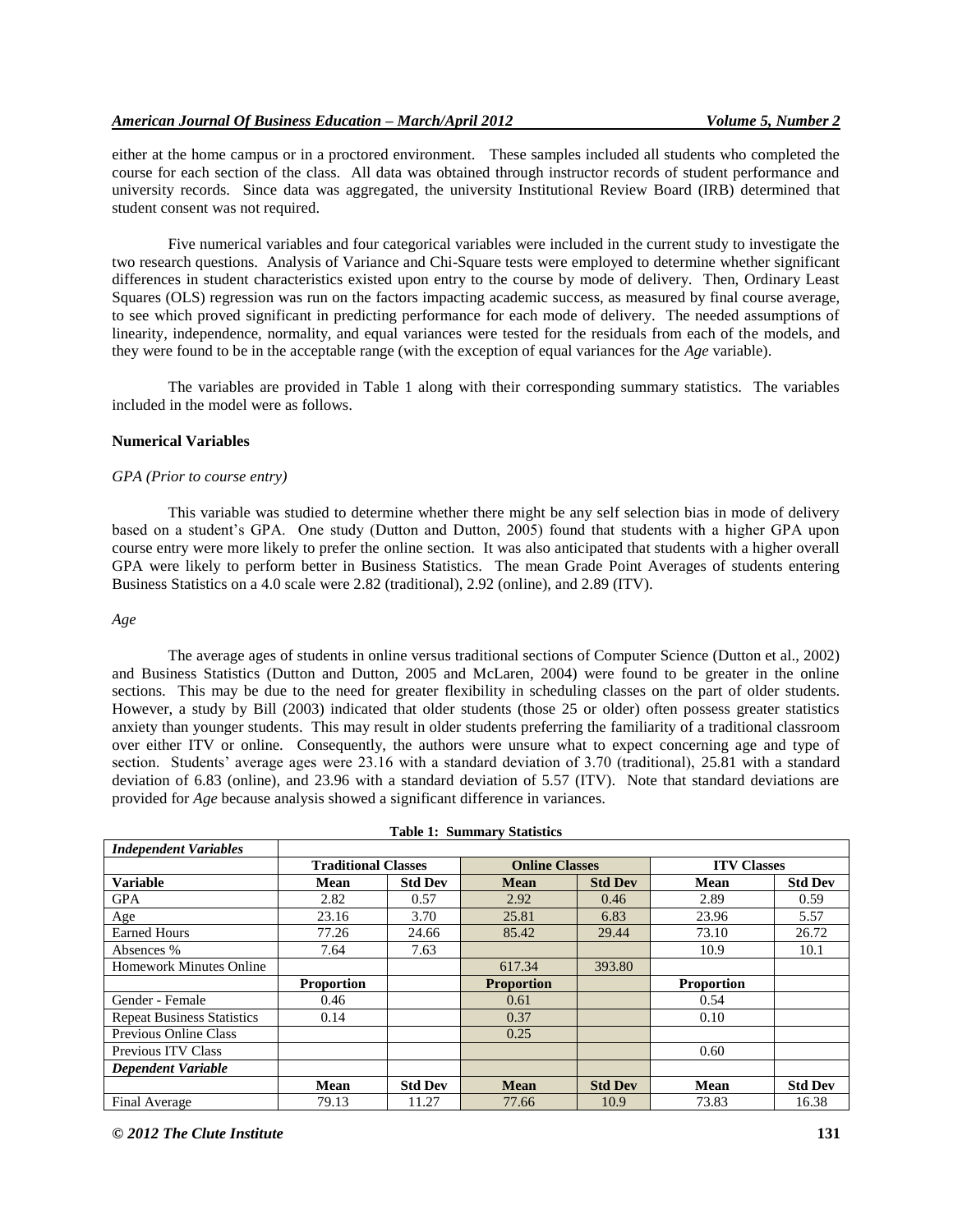either at the home campus or in a proctored environment. These samples included all students who completed the course for each section of the class. All data was obtained through instructor records of student performance and university records. Since data was aggregated, the university Institutional Review Board (IRB) determined that student consent was not required.

Five numerical variables and four categorical variables were included in the current study to investigate the two research questions. Analysis of Variance and Chi-Square tests were employed to determine whether significant differences in student characteristics existed upon entry to the course by mode of delivery. Then, Ordinary Least Squares (OLS) regression was run on the factors impacting academic success, as measured by final course average, to see which proved significant in predicting performance for each mode of delivery. The needed assumptions of linearity, independence, normality, and equal variances were tested for the residuals from each of the models, and they were found to be in the acceptable range (with the exception of equal variances for the *Age* variable).

The variables are provided in Table 1 along with their corresponding summary statistics. The variables included in the model were as follows.

### Numerical Variables

*GPA (Prior to course entry)*

This variable was studied to determine whether there might be any self selection bias in mode of delivery based on a student's GPA. One study (Dutton and Dutton, 2005) found that students with a higher GPA upon course entry were more likely to prefer the online section. It was also anticipated that students with a higher overall GPA were likely to perform better in Business Statistics. The mean Grade Point Averages of students entering Business Statistics on a 4.0 scale were 2.82 (traditional), 2.92 (online), and 2.89 (ITV).

*Age*

The average ages of students in online versus traditional sections of Computer Science (Dutton et al., 2002) and Business Statistics (Dutton and Dutton, 2005 and McLaren, 2004) were found to be greater in the online sections. This may be due to the need for greater flexibility in scheduling classes on the part of older students. However, a study by Bill (2003) indicated that older students (those 25 or older) often possess greater statistics anxiety than younger students. This may result in older students preferring the familiarity of a traditional classroom over either ITV or online. Consequently, the authors were unsure what to expect concerning age and type of section. Students' average ages were 23.16 with a standard deviation of 3.70 (traditional), 25.81 with a standard deviation of 6.83 (online), and 23.96 with a standard deviation of 5.57 (ITV). Note that standard deviations are provided for *Age* because analysis showed a significant difference in variances.

**Table 1: Summary Statistics**

| ***Independent Variables*** | | | | | | |
|---|---|---|---|---|---|---|
| | **Traditional Classes** | | **Online Classes** | | **ITV Classes** | |
| **Variable** | **Mean** | **Std Dev** | **Mean** | **Std Dev** | **Mean** | **Std Dev** |
| GPA | 2.82 | 0.57 | 2.92 | 0.46 | 2.89 | 0.59 |
| Age | 23.16 | 3.70 | 25.81 | 6.83 | 23.96 | 5.57 |
| Earned Hours | 77.26 | 24.66 | 85.42 | 29.44 | 73.10 | 26.72 |
| Absences % | 7.64 | 7.63 | | | 10.9 | 10.1 |
| Homework Minutes Online | | | 617.34 | 393.80 | | |
| | **Proportion** | | **Proportion** | | **Proportion** | |
| Gender - Female | 0.46 | | 0.61 | | 0.54 | |
| Repeat Business Statistics | 0.14 | | 0.37 | | 0.10 | |
| Previous Online Class | | | 0.25 | | | |
| Previous ITV Class | | | | | 0.60 | |
| ***Dependent Variable*** | | | | | | |
| | **Mean** | **Std Dev** | **Mean** | **Std Dev** | **Mean** | **Std Dev** |
| Final Average | 79.13 | 11.27 | 77.66 | 10.9 | 73.83 | 16.38 |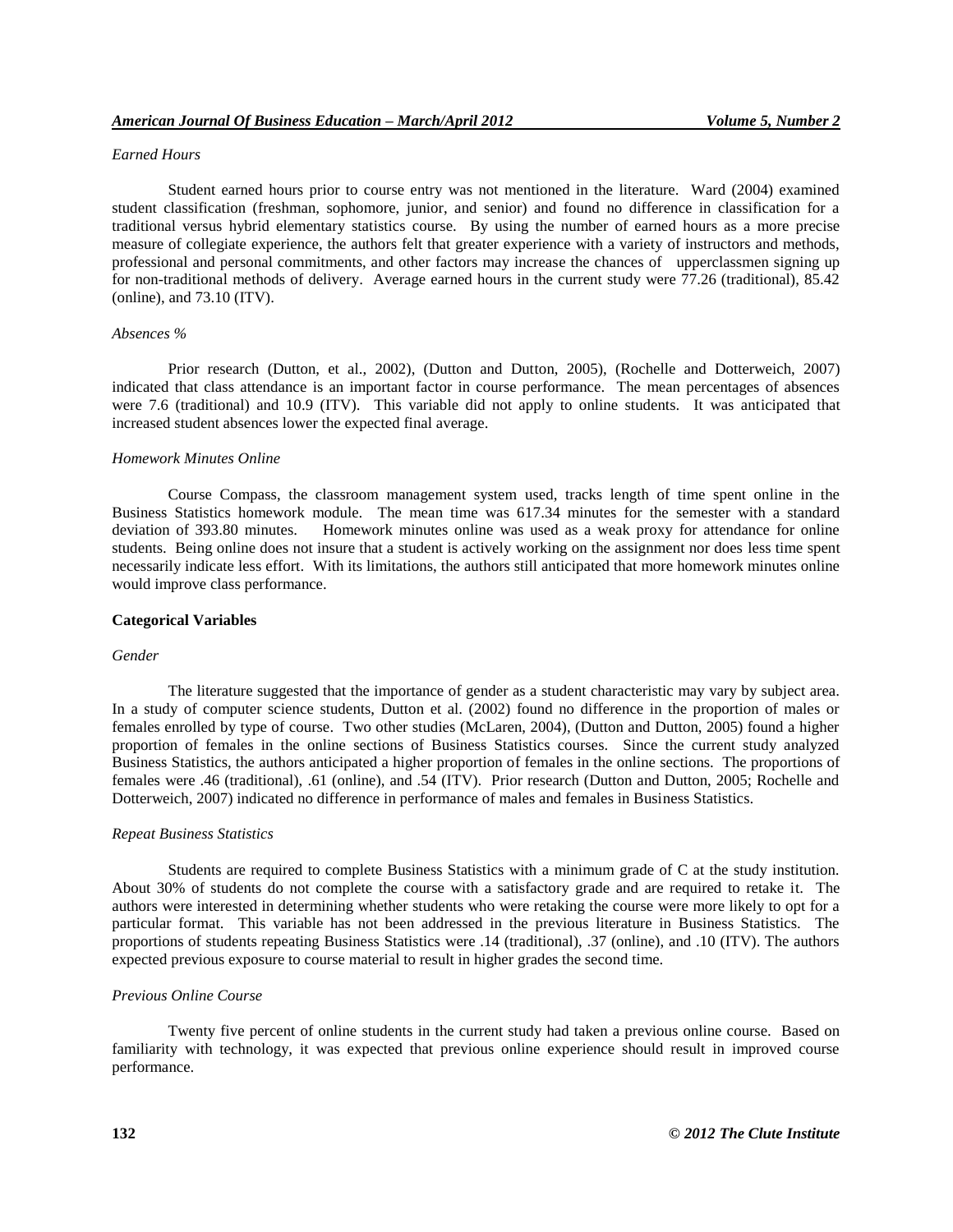*Earned Hours*

Student earned hours prior to course entry was not mentioned in the literature. Ward (2004) examined student classification (freshman, sophomore, junior, and senior) and found no difference in classification for a traditional versus hybrid elementary statistics course. By using the number of earned hours as a more precise measure of collegiate experience, the authors felt that greater experience with a variety of instructors and methods, professional and personal commitments, and other factors may increase the chances of upperclassmen signing up for non-traditional methods of delivery. Average earned hours in the current study were 77.26 (traditional), 85.42 (online), and 73.10 (ITV).

*Absences %*

Prior research (Dutton, et al., 2002), (Dutton and Dutton, 2005), (Rochelle and Dotterweich, 2007) indicated that class attendance is an important factor in course performance. The mean percentages of absences were 7.6 (traditional) and 10.9 (ITV). This variable did not apply to online students. It was anticipated that increased student absences lower the expected final average.

*Homework Minutes Online*

Course Compass, the classroom management system used, tracks length of time spent online in the Business Statistics homework module. The mean time was 617.34 minutes for the semester with a standard deviation of 393.80 minutes. Homework minutes online was used as a weak proxy for attendance for online students. Being online does not insure that a student is actively working on the assignment nor does less time spent necessarily indicate less effort. With its limitations, the authors still anticipated that more homework minutes online would improve class performance.

**Categorical Variables**

*Gender*

The literature suggested that the importance of gender as a student characteristic may vary by subject area. In a study of computer science students, Dutton et al. (2002) found no difference in the proportion of males or females enrolled by type of course. Two other studies (McLaren, 2004), (Dutton and Dutton, 2005) found a higher proportion of females in the online sections of Business Statistics courses. Since the current study analyzed Business Statistics, the authors anticipated a higher proportion of females in the online sections. The proportions of females were .46 (traditional), .61 (online), and .54 (ITV). Prior research (Dutton and Dutton, 2005; Rochelle and Dotterweich, 2007) indicated no difference in performance of males and females in Business Statistics.

*Repeat Business Statistics*

Students are required to complete Business Statistics with a minimum grade of C at the study institution. About 30% of students do not complete the course with a satisfactory grade and are required to retake it. The authors were interested in determining whether students who were retaking the course were more likely to opt for a particular format. This variable has not been addressed in the previous literature in Business Statistics. The proportions of students repeating Business Statistics were .14 (traditional), .37 (online), and .10 (ITV). The authors expected previous exposure to course material to result in higher grades the second time.

*Previous Online Course*

Twenty five percent of online students in the current study had taken a previous online course. Based on familiarity with technology, it was expected that previous online experience should result in improved course performance.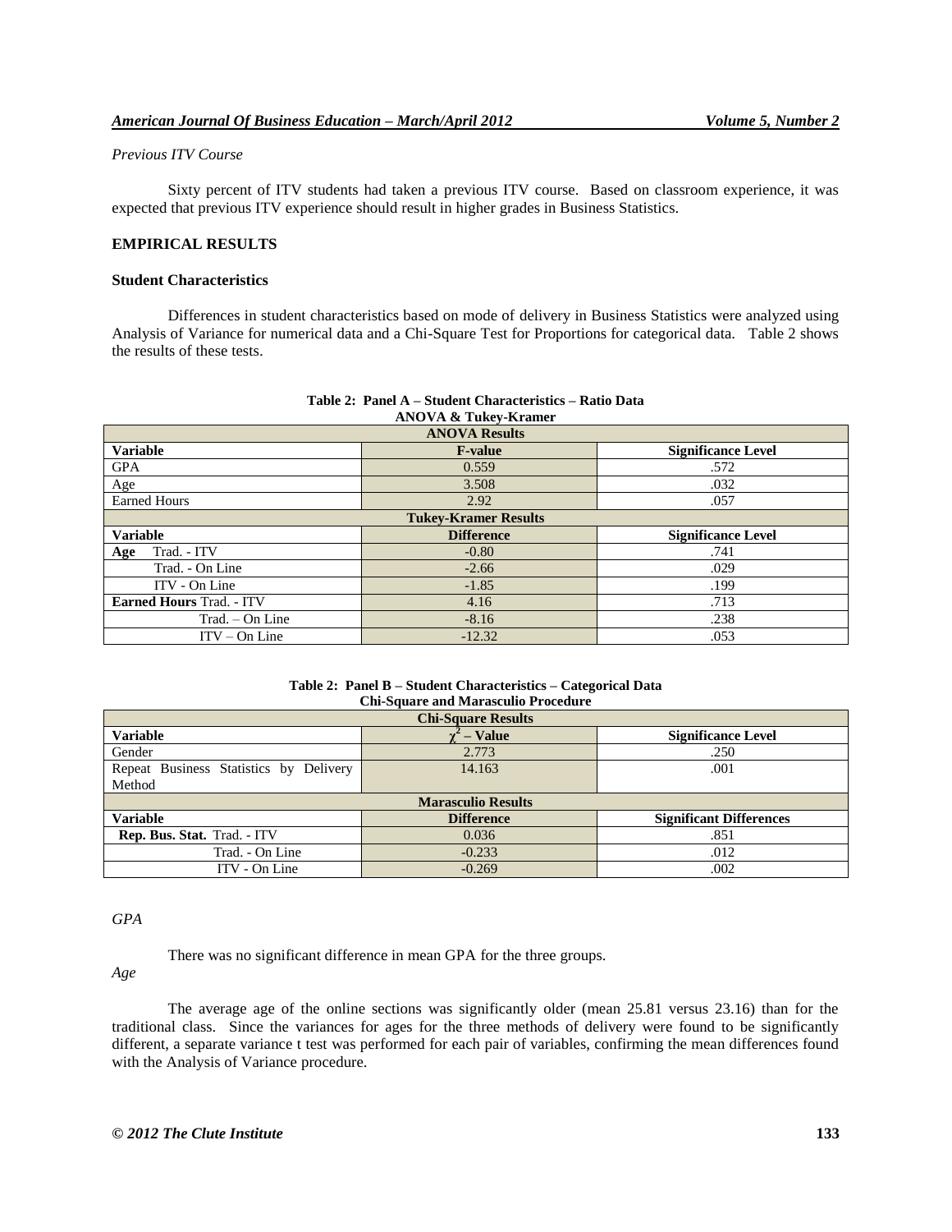*Previous ITV Course*

Sixty percent of ITV students had taken a previous ITV course. Based on classroom experience, it was expected that previous ITV experience should result in higher grades in Business Statistics.

## EMPIRICAL RESULTS

### Student Characteristics

Differences in student characteristics based on mode of delivery in Business Statistics were analyzed using Analysis of Variance for numerical data and a Chi-Square Test for Proportions for categorical data. Table 2 shows the results of these tests.

**Table 2: Panel A – Student Characteristics – Ratio Data**
**ANOVA & Tukey-Kramer**

| **ANOVA Results** | | |
|---|---|---|
| **Variable** | **F-value** | **Significance Level** |
| GPA | 0.559 | .572 |
| Age | 3.508 | .032 |
| Earned Hours | 2.92 | .057 |
| **Tukey-Kramer Results** | | |
| **Variable** | **Difference** | **Significance Level** |
| **Age** Trad. - ITV | -0.80 | .741 |
| Trad. - On Line | -2.66 | .029 |
| ITV - On Line | -1.85 | .199 |
| **Earned Hours** Trad. - ITV | 4.16 | .713 |
| Trad. – On Line | -8.16 | .238 |
| ITV – On Line | -12.32 | .053 |

**Table 2: Panel B – Student Characteristics – Categorical Data**
**Chi-Square and Marasculio Procedure**

| **Chi-Square Results** | | |
|---|---|---|
| **Variable** | **$\chi^2$ – Value** | **Significance Level** |
| Gender | 2.773 | .250 |
| Repeat Business Statistics by Delivery Method | 14.163 | .001 |
| **Marasculio Results** | | |
| **Variable** | **Difference** | **Significant Differences** |
| **Rep. Bus. Stat.** Trad. - ITV | 0.036 | .851 |
| Trad. - On Line | -0.233 | .012 |
| ITV - On Line | -0.269 | .002 |

*GPA*

There was no significant difference in mean GPA for the three groups.

*Age*

The average age of the online sections was significantly older (mean 25.81 versus 23.16) than for the traditional class. Since the variances for ages for the three methods of delivery were found to be significantly different, a separate variance t test was performed for each pair of variables, confirming the mean differences found with the Analysis of Variance procedure.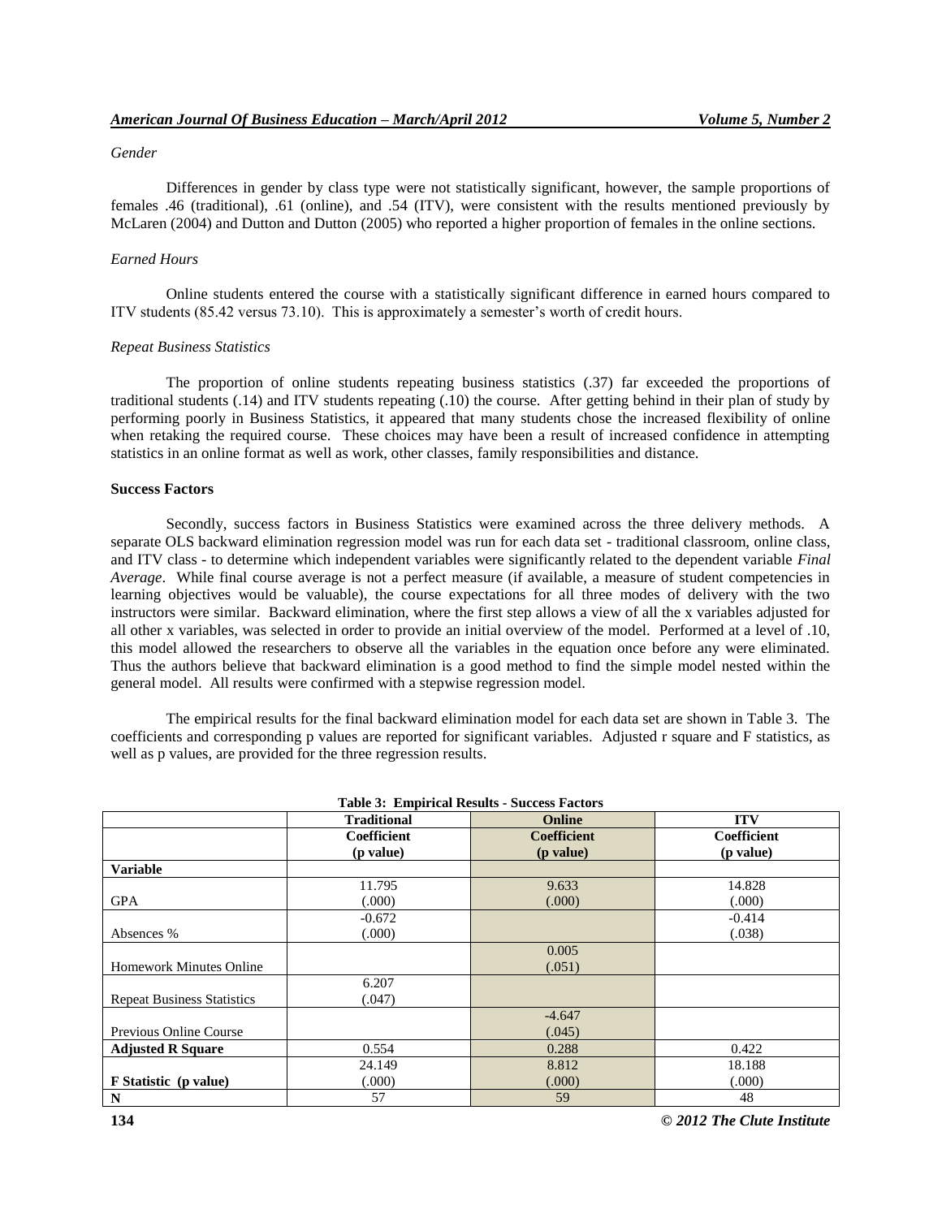*Gender*

Differences in gender by class type were not statistically significant, however, the sample proportions of females .46 (traditional), .61 (online), and .54 (ITV), were consistent with the results mentioned previously by McLaren (2004) and Dutton and Dutton (2005) who reported a higher proportion of females in the online sections.

*Earned Hours*

Online students entered the course with a statistically significant difference in earned hours compared to ITV students (85.42 versus 73.10). This is approximately a semester's worth of credit hours.

*Repeat Business Statistics*

The proportion of online students repeating business statistics (.37) far exceeded the proportions of traditional students (.14) and ITV students repeating (.10) the course. After getting behind in their plan of study by performing poorly in Business Statistics, it appeared that many students chose the increased flexibility of online when retaking the required course. These choices may have been a result of increased confidence in attempting statistics in an online format as well as work, other classes, family responsibilities and distance.

**Success Factors**

Secondly, success factors in Business Statistics were examined across the three delivery methods. A separate OLS backward elimination regression model was run for each data set - traditional classroom, online class, and ITV class - to determine which independent variables were significantly related to the dependent variable *Final Average*. While final course average is not a perfect measure (if available, a measure of student competencies in learning objectives would be valuable), the course expectations for all three modes of delivery with the two instructors were similar. Backward elimination, where the first step allows a view of all the x variables adjusted for all other x variables, was selected in order to provide an initial overview of the model. Performed at a level of .10, this model allowed the researchers to observe all the variables in the equation once before any were eliminated. Thus the authors believe that backward elimination is a good method to find the simple model nested within the general model. All results were confirmed with a stepwise regression model.

The empirical results for the final backward elimination model for each data set are shown in Table 3. The coefficients and corresponding p values are reported for significant variables. Adjusted r square and F statistics, as well as p values, are provided for the three regression results.

**Table 3: Empirical Results - Success Factors**

| | Traditional | Online | ITV |
|---|---|---|---|
| | Coefficient (p value) | Coefficient (p value) | Coefficient (p value) |
| **Variable** | | | |
| GPA | 11.795 (.000) | 9.633 (.000) | 14.828 (.000) |
| Absences % | -0.672 (.000) | | -0.414 (.038) |
| Homework Minutes Online | | 0.005 (.051) | |
| Repeat Business Statistics | 6.207 (.047) | | |
| Previous Online Course | | -4.647 (.045) | |
| **Adjusted R Square** | 0.554 | 0.288 | 0.422 |
| **F Statistic (p value)** | 24.149 (.000) | 8.812 (.000) | 18.188 (.000) |
| **N** | 57 | 59 | 48 |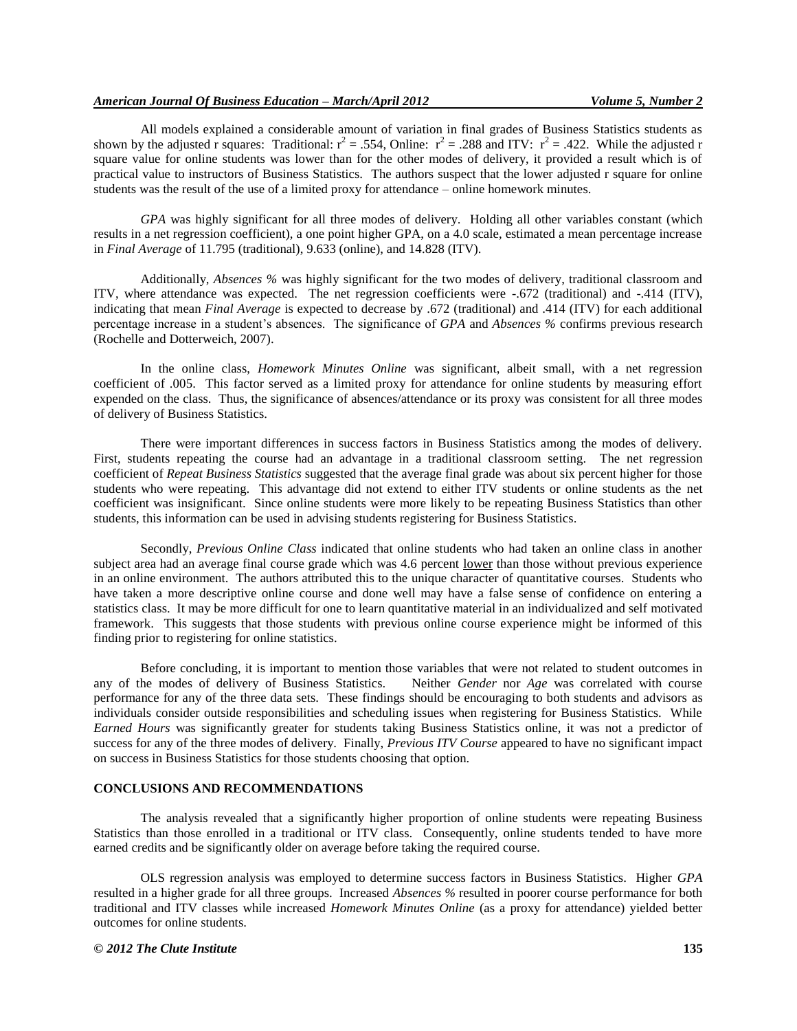All models explained a considerable amount of variation in final grades of Business Statistics students as shown by the adjusted r squares: Traditional: $r^2 = .554$, Online: $r^2 = .288$ and ITV: $r^2 = .422$. While the adjusted r square value for online students was lower than for the other modes of delivery, it provided a result which is of practical value to instructors of Business Statistics. The authors suspect that the lower adjusted r square for online students was the result of the use of a limited proxy for attendance – online homework minutes.

*GPA* was highly significant for all three modes of delivery. Holding all other variables constant (which results in a net regression coefficient), a one point higher GPA, on a 4.0 scale, estimated a mean percentage increase in *Final Average* of 11.795 (traditional), 9.633 (online), and 14.828 (ITV).

Additionally, *Absences %* was highly significant for the two modes of delivery, traditional classroom and ITV, where attendance was expected. The net regression coefficients were -.672 (traditional) and -.414 (ITV), indicating that mean *Final Average* is expected to decrease by .672 (traditional) and .414 (ITV) for each additional percentage increase in a student's absences. The significance of *GPA* and *Absences %* confirms previous research (Rochelle and Dotterweich, 2007).

In the online class, *Homework Minutes Online* was significant, albeit small, with a net regression coefficient of .005. This factor served as a limited proxy for attendance for online students by measuring effort expended on the class. Thus, the significance of absences/attendance or its proxy was consistent for all three modes of delivery of Business Statistics.

There were important differences in success factors in Business Statistics among the modes of delivery. First, students repeating the course had an advantage in a traditional classroom setting. The net regression coefficient of *Repeat Business Statistics* suggested that the average final grade was about six percent higher for those students who were repeating. This advantage did not extend to either ITV students or online students as the net coefficient was insignificant. Since online students were more likely to be repeating Business Statistics than other students, this information can be used in advising students registering for Business Statistics.

Secondly, *Previous Online Class* indicated that online students who had taken an online class in another subject area had an average final course grade which was 4.6 percent lower than those without previous experience in an online environment. The authors attributed this to the unique character of quantitative courses. Students who have taken a more descriptive online course and done well may have a false sense of confidence on entering a statistics class. It may be more difficult for one to learn quantitative material in an individualized and self motivated framework. This suggests that those students with previous online course experience might be informed of this finding prior to registering for online statistics.

Before concluding, it is important to mention those variables that were not related to student outcomes in any of the modes of delivery of Business Statistics. Neither *Gender* nor *Age* was correlated with course performance for any of the three data sets. These findings should be encouraging to both students and advisors as individuals consider outside responsibilities and scheduling issues when registering for Business Statistics. While *Earned Hours* was significantly greater for students taking Business Statistics online, it was not a predictor of success for any of the three modes of delivery. Finally, *Previous ITV Course* appeared to have no significant impact on success in Business Statistics for those students choosing that option.

## CONCLUSIONS AND RECOMMENDATIONS

The analysis revealed that a significantly higher proportion of online students were repeating Business Statistics than those enrolled in a traditional or ITV class. Consequently, online students tended to have more earned credits and be significantly older on average before taking the required course.

OLS regression analysis was employed to determine success factors in Business Statistics. Higher *GPA* resulted in a higher grade for all three groups. Increased *Absences %* resulted in poorer course performance for both traditional and ITV classes while increased *Homework Minutes Online* (as a proxy for attendance) yielded better outcomes for online students.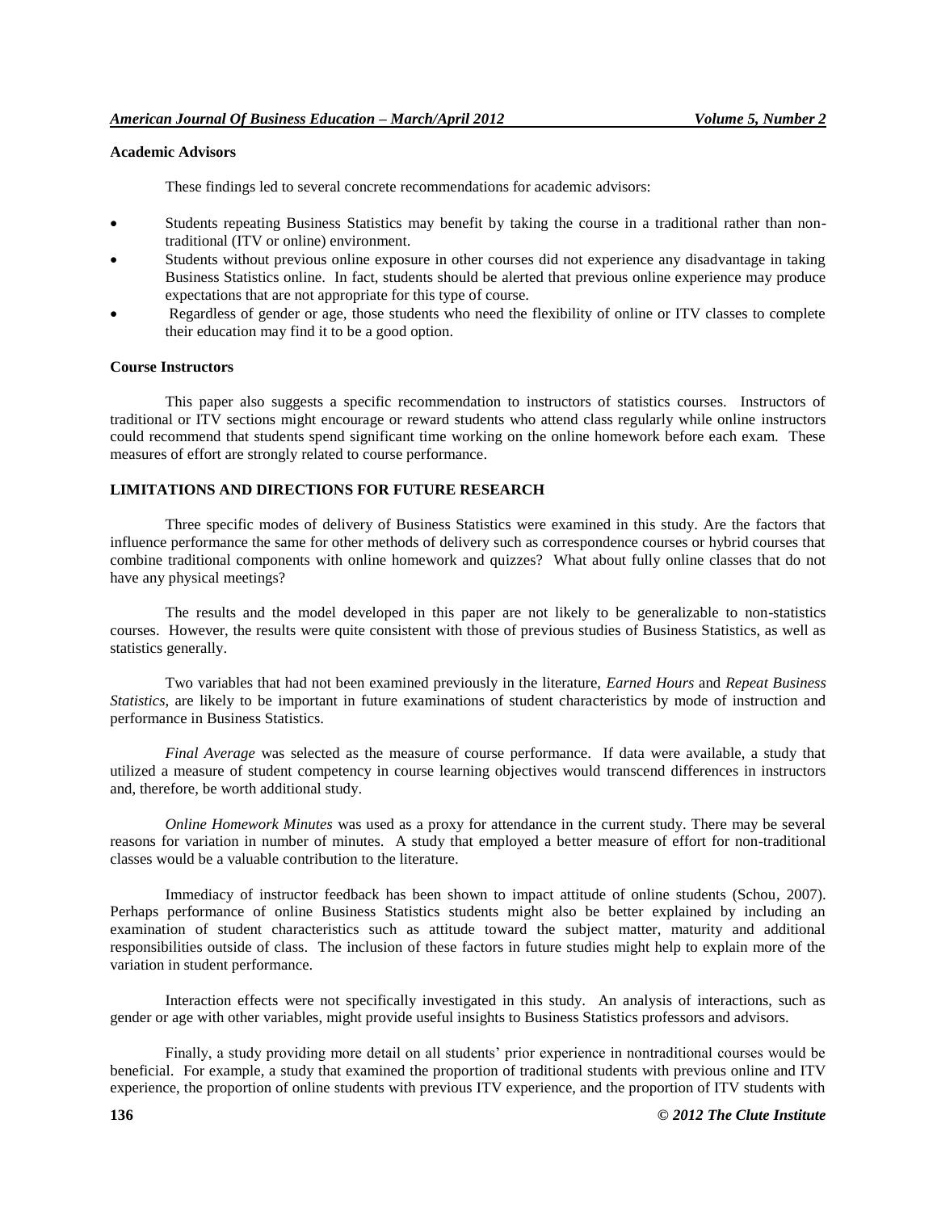### Academic Advisors

These findings led to several concrete recommendations for academic advisors:

- Students repeating Business Statistics may benefit by taking the course in a traditional rather than non-traditional (ITV or online) environment.
- Students without previous online exposure in other courses did not experience any disadvantage in taking Business Statistics online. In fact, students should be alerted that previous online experience may produce expectations that are not appropriate for this type of course.
- Regardless of gender or age, those students who need the flexibility of online or ITV classes to complete their education may find it to be a good option.

### Course Instructors

This paper also suggests a specific recommendation to instructors of statistics courses. Instructors of traditional or ITV sections might encourage or reward students who attend class regularly while online instructors could recommend that students spend significant time working on the online homework before each exam. These measures of effort are strongly related to course performance.

## LIMITATIONS AND DIRECTIONS FOR FUTURE RESEARCH

Three specific modes of delivery of Business Statistics were examined in this study. Are the factors that influence performance the same for other methods of delivery such as correspondence courses or hybrid courses that combine traditional components with online homework and quizzes? What about fully online classes that do not have any physical meetings?

The results and the model developed in this paper are not likely to be generalizable to non-statistics courses. However, the results were quite consistent with those of previous studies of Business Statistics, as well as statistics generally.

Two variables that had not been examined previously in the literature, *Earned Hours* and *Repeat Business Statistics*, are likely to be important in future examinations of student characteristics by mode of instruction and performance in Business Statistics.

*Final Average* was selected as the measure of course performance. If data were available, a study that utilized a measure of student competency in course learning objectives would transcend differences in instructors and, therefore, be worth additional study.

*Online Homework Minutes* was used as a proxy for attendance in the current study. There may be several reasons for variation in number of minutes. A study that employed a better measure of effort for non-traditional classes would be a valuable contribution to the literature.

Immediacy of instructor feedback has been shown to impact attitude of online students (Schou, 2007). Perhaps performance of online Business Statistics students might also be better explained by including an examination of student characteristics such as attitude toward the subject matter, maturity and additional responsibilities outside of class. The inclusion of these factors in future studies might help to explain more of the variation in student performance.

Interaction effects were not specifically investigated in this study. An analysis of interactions, such as gender or age with other variables, might provide useful insights to Business Statistics professors and advisors.

Finally, a study providing more detail on all students' prior experience in nontraditional courses would be beneficial. For example, a study that examined the proportion of traditional students with previous online and ITV experience, the proportion of online students with previous ITV experience, and the proportion of ITV students with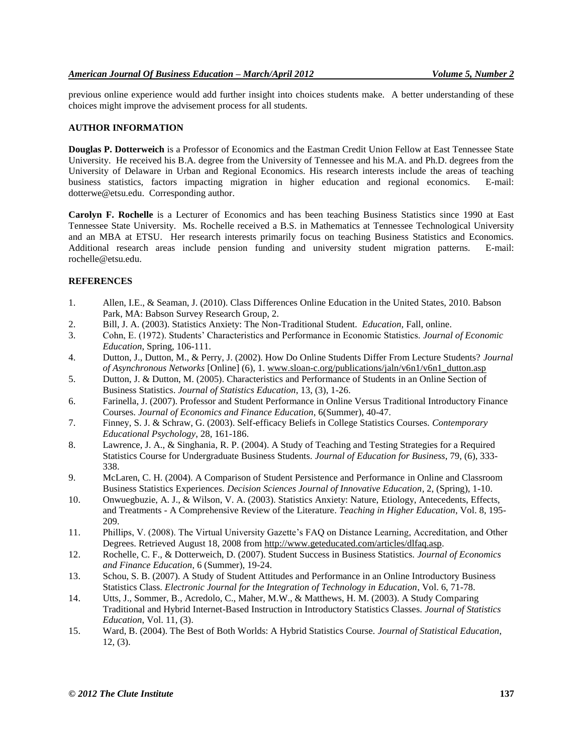previous online experience would add further insight into choices students make. A better understanding of these choices might improve the advisement process for all students.

## AUTHOR INFORMATION

**Douglas P. Dotterweich** is a Professor of Economics and the Eastman Credit Union Fellow at East Tennessee State University. He received his B.A. degree from the University of Tennessee and his M.A. and Ph.D. degrees from the University of Delaware in Urban and Regional Economics. His research interests include the areas of teaching business statistics, factors impacting migration in higher education and regional economics. E-mail: dotterwe@etsu.edu. Corresponding author.

**Carolyn F. Rochelle** is a Lecturer of Economics and has been teaching Business Statistics since 1990 at East Tennessee State University. Ms. Rochelle received a B.S. in Mathematics at Tennessee Technological University and an MBA at ETSU. Her research interests primarily focus on teaching Business Statistics and Economics. Additional research areas include pension funding and university student migration patterns. E-mail: rochelle@etsu.edu.

## REFERENCES

1. Allen, I.E., & Seaman, J. (2010). Class Differences Online Education in the United States, 2010. Babson Park, MA: Babson Survey Research Group, 2.
2. Bill, J. A. (2003). Statistics Anxiety: The Non-Traditional Student. *Education,* Fall, online.
3. Cohn, E. (1972). Students' Characteristics and Performance in Economic Statistics. *Journal of Economic Education*, Spring, 106-111.
4. Dutton, J., Dutton, M., & Perry, J. (2002). How Do Online Students Differ From Lecture Students? *Journal of Asynchronous Networks* [Online] (6), 1. www.sloan-c.org/publications/jaln/v6n1/v6n1_dutton.asp
5. Dutton, J. & Dutton, M. (2005). Characteristics and Performance of Students in an Online Section of Business Statistics. *Journal of Statistics Education*, 13, (3), 1-26.
6. Farinella, J. (2007). Professor and Student Performance in Online Versus Traditional Introductory Finance Courses. *Journal of Economics and Finance Education*, 6(Summer), 40-47.
7. Finney, S. J. & Schraw, G. (2003). Self-efficacy Beliefs in College Statistics Courses. *Contemporary Educational Psychology*, 28, 161-186.
8. Lawrence, J. A., & Singhania, R. P. (2004). A Study of Teaching and Testing Strategies for a Required Statistics Course for Undergraduate Business Students. *Journal of Education for Business*, 79, (6), 333-338.
9. McLaren, C. H. (2004). A Comparison of Student Persistence and Performance in Online and Classroom Business Statistics Experiences. *Decision Sciences Journal of Innovative Education*, 2, (Spring), 1-10.
10. Onwuegbuzie, A. J., & Wilson, V. A. (2003). Statistics Anxiety: Nature, Etiology, Antecedents, Effects, and Treatments - A Comprehensive Review of the Literature. *Teaching in Higher Education*, Vol. 8, 195-209.
11. Phillips, V. (2008). The Virtual University Gazette's FAQ on Distance Learning, Accreditation, and Other Degrees. Retrieved August 18, 2008 from http://www.geteducated.com/articles/dlfaq.asp.
12. Rochelle, C. F., & Dotterweich, D. (2007). Student Success in Business Statistics. *Journal of Economics and Finance Education*, 6 (Summer), 19-24.
13. Schou, S. B. (2007). A Study of Student Attitudes and Performance in an Online Introductory Business Statistics Class. *Electronic Journal for the Integration of Technology in Education*, Vol. 6, 71-78.
14. Utts, J., Sommer, B., Acredolo, C., Maher, M.W., & Matthews, H. M. (2003). A Study Comparing Traditional and Hybrid Internet-Based Instruction in Introductory Statistics Classes. *Journal of Statistics Education*, Vol. 11, (3).
15. Ward, B. (2004). The Best of Both Worlds: A Hybrid Statistics Course. *Journal of Statistical Education*, 12, (3).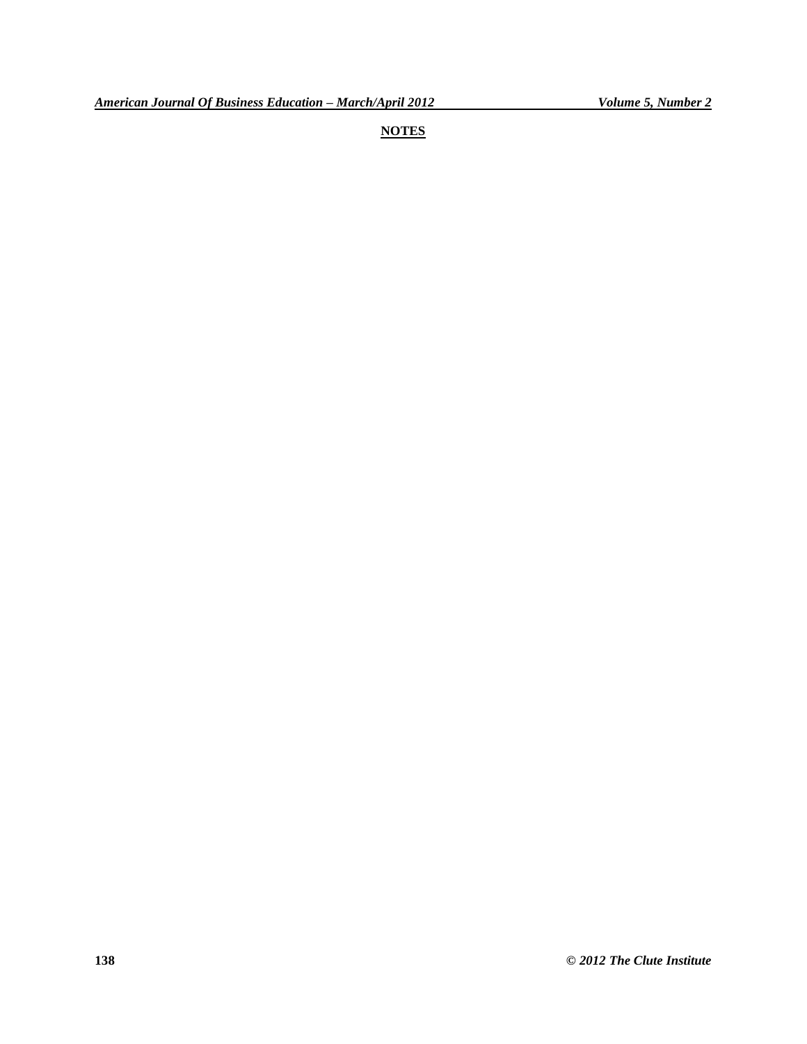**NOTES**